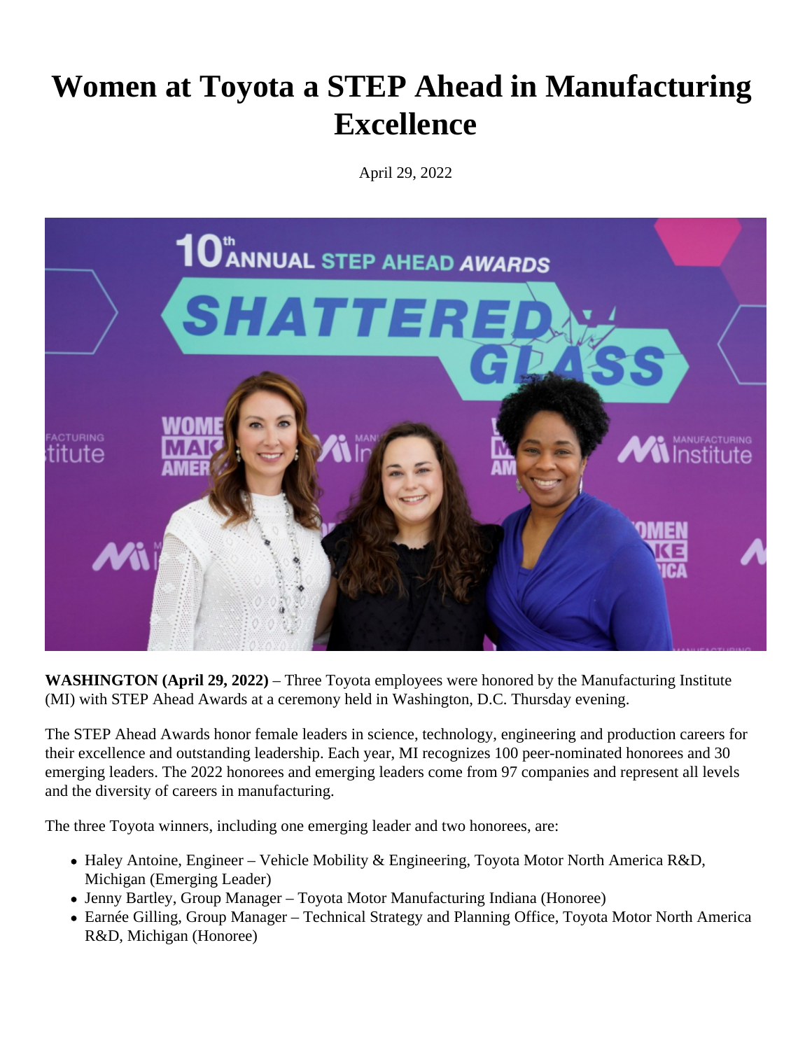# Women at Toyota a STEP Ahead in Manufacturing Excellence

April 29, 2022

**WASHINGTON (April 29, 2022)** – Three Toyota employees were honored by the Manufacturing Institute (MI) with STEP Ahead Awards at a ceremony held in Washington, D.C. Thursday evening.

The STEP Ahead Awards honor female leaders in science, technology, engineering and production careers for their excellence and outstanding leadership. Each year, MI recognizes 100 peer-nominated honorees and 30 emerging leaders. The 2022 honorees and emerging leaders come from 97 companies and represent all levels and the diversity of careers in manufacturing.

The three Toyota winners, including one emerging leader and two honorees, are:

- Haley Antoine, Engineer – Vehicle Mobility & Engineering, Toyota Motor North America R&D, Michigan (Emerging Leader)
- Jenny Bartley, Group Manager – Toyota Motor Manufacturing Indiana (Honoree)
- Earnée Gilling, Group Manager – Technical Strategy and Planning Office, Toyota Motor North America R&D, Michigan (Honoree)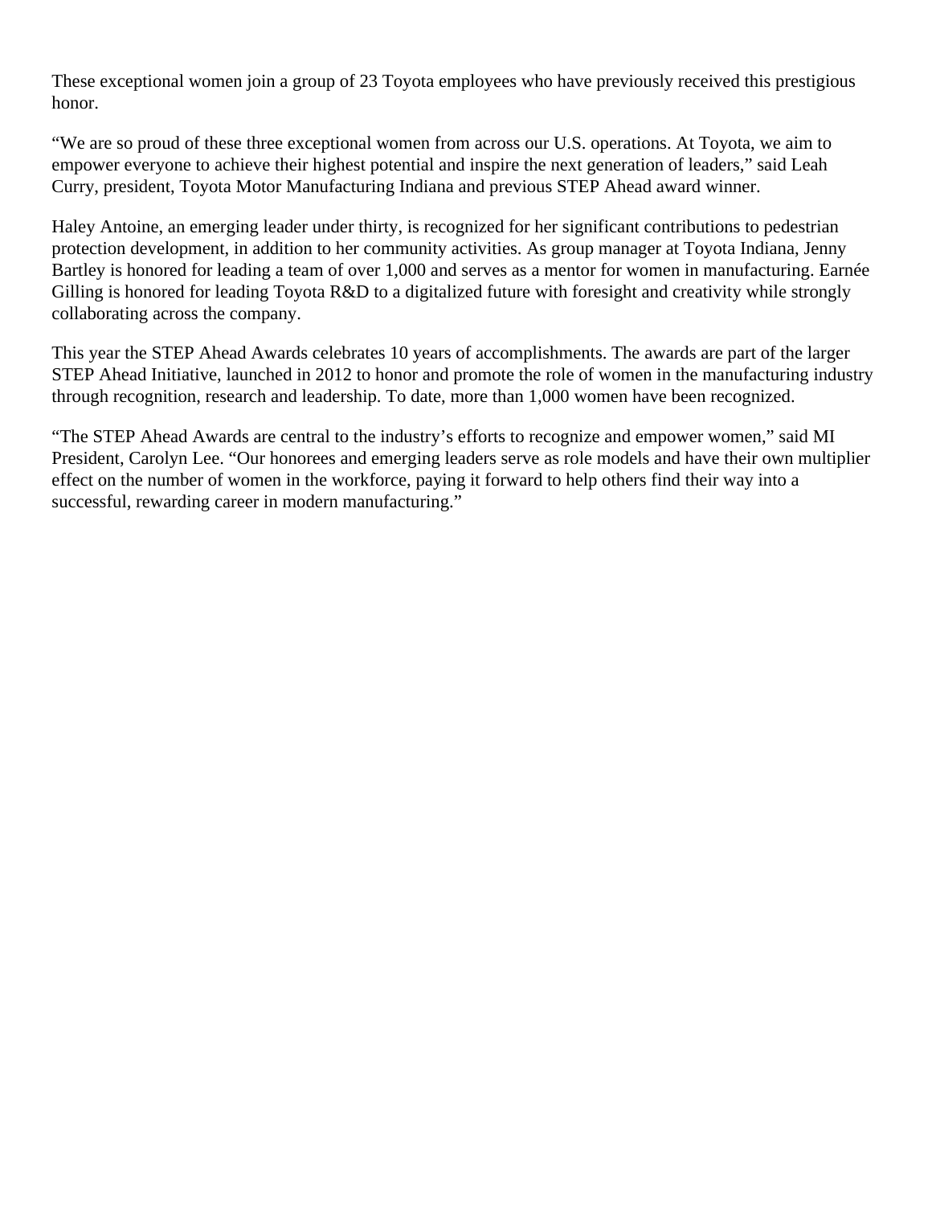These exceptional women join a group of 23 Toyota employees who have previously received this prestigious honor.

“We are so proud of these three exceptional women from across our U.S. operations. At Toyota, we aim to empower everyone to achieve their highest potential and inspire the next generation of leaders,” said Leah Curry, president, Toyota Motor Manufacturing Indiana and previous STEP Ahead award winner.

Haley Antoine, an emerging leader under thirty, is recognized for her significant contributions to pedestrian protection development, in addition to her community activities. As group manager at Toyota Indiana, Jenny Bartley is honored for leading a team of over 1,000 and serves as a mentor for women in manufacturing. Earnée Gilling is honored for leading Toyota R&D to a digitalized future with foresight and creativity while strongly collaborating across the company.

This year the STEP Ahead Awards celebrates 10 years of accomplishments. The awards are part of the larger STEP Ahead Initiative, launched in 2012 to honor and promote the role of women in the manufacturing industry through recognition, research and leadership. To date, more than 1,000 women have been recognized.

“The STEP Ahead Awards are central to the industry’s efforts to recognize and empower women,” said MI President, Carolyn Lee. “Our honorees and emerging leaders serve as role models and have their own multiplier effect on the number of women in the workforce, paying it forward to help others find their way into a successful, rewarding career in modern manufacturing.”